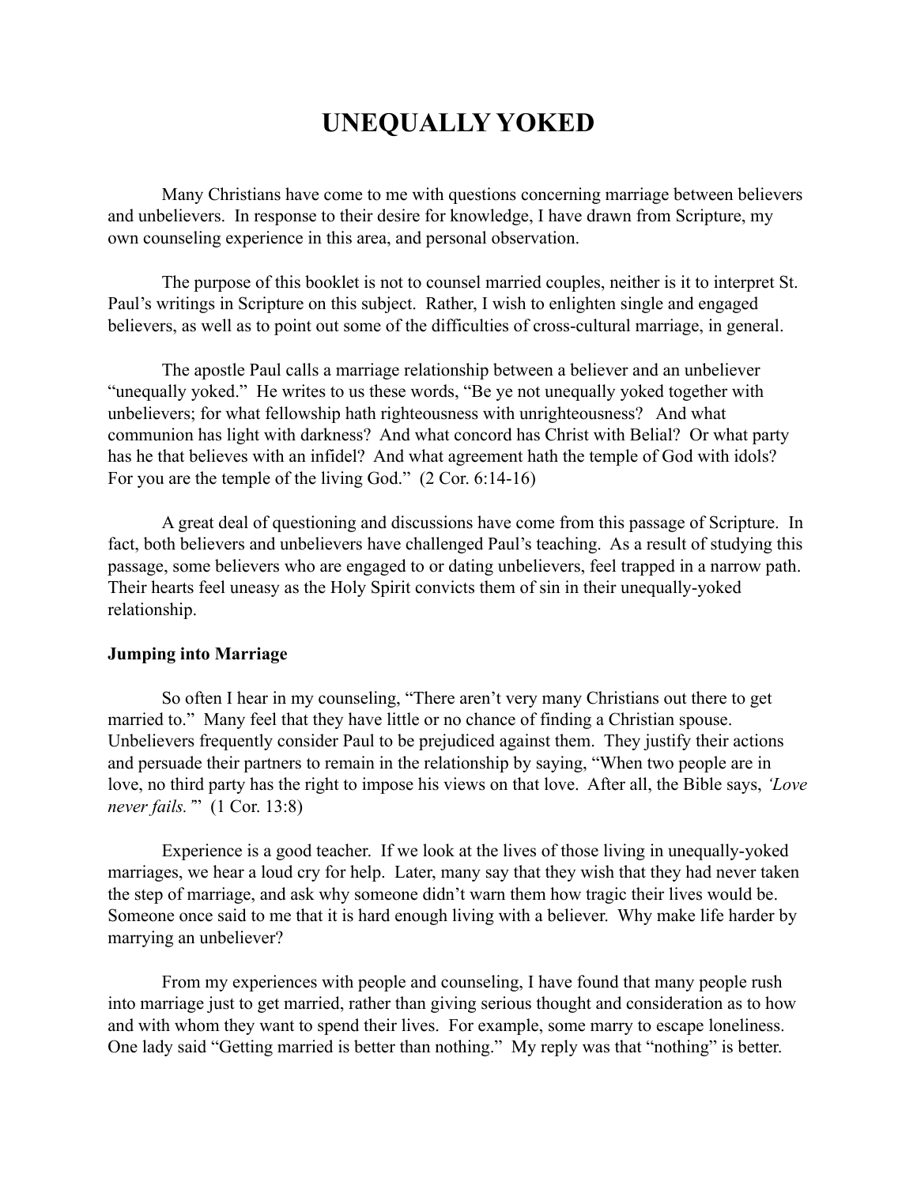# UNEQUALLY YOKED

Many Christians have come to me with questions concerning marriage between believers and unbelievers. In response to their desire for knowledge, I have drawn from Scripture, my own counseling experience in this area, and personal observation.

The purpose of this booklet is not to counsel married couples, neither is it to interpret St. Paul's writings in Scripture on this subject. Rather, I wish to enlighten single and engaged believers, as well as to point out some of the difficulties of cross-cultural marriage, in general.

The apostle Paul calls a marriage relationship between a believer and an unbeliever "unequally yoked." He writes to us these words, "Be ye not unequally yoked together with unbelievers; for what fellowship hath righteousness with unrighteousness? And what communion has light with darkness? And what concord has Christ with Belial? Or what party has he that believes with an infidel? And what agreement hath the temple of God with idols? For you are the temple of the living God." (2 Cor. 6:14-16)

A great deal of questioning and discussions have come from this passage of Scripture. In fact, both believers and unbelievers have challenged Paul's teaching. As a result of studying this passage, some believers who are engaged to or dating unbelievers, feel trapped in a narrow path. Their hearts feel uneasy as the Holy Spirit convicts them of sin in their unequally-yoked relationship.

**Jumping into Marriage**

So often I hear in my counseling, "There aren't very many Christians out there to get married to." Many feel that they have little or no chance of finding a Christian spouse. Unbelievers frequently consider Paul to be prejudiced against them. They justify their actions and persuade their partners to remain in the relationship by saying, "When two people are in love, no third party has the right to impose his views on that love. After all, the Bible says, *'Love never fails.'*" (1 Cor. 13:8)

Experience is a good teacher. If we look at the lives of those living in unequally-yoked marriages, we hear a loud cry for help. Later, many say that they wish that they had never taken the step of marriage, and ask why someone didn't warn them how tragic their lives would be. Someone once said to me that it is hard enough living with a believer. Why make life harder by marrying an unbeliever?

From my experiences with people and counseling, I have found that many people rush into marriage just to get married, rather than giving serious thought and consideration as to how and with whom they want to spend their lives. For example, some marry to escape loneliness. One lady said "Getting married is better than nothing." My reply was that "nothing" is better.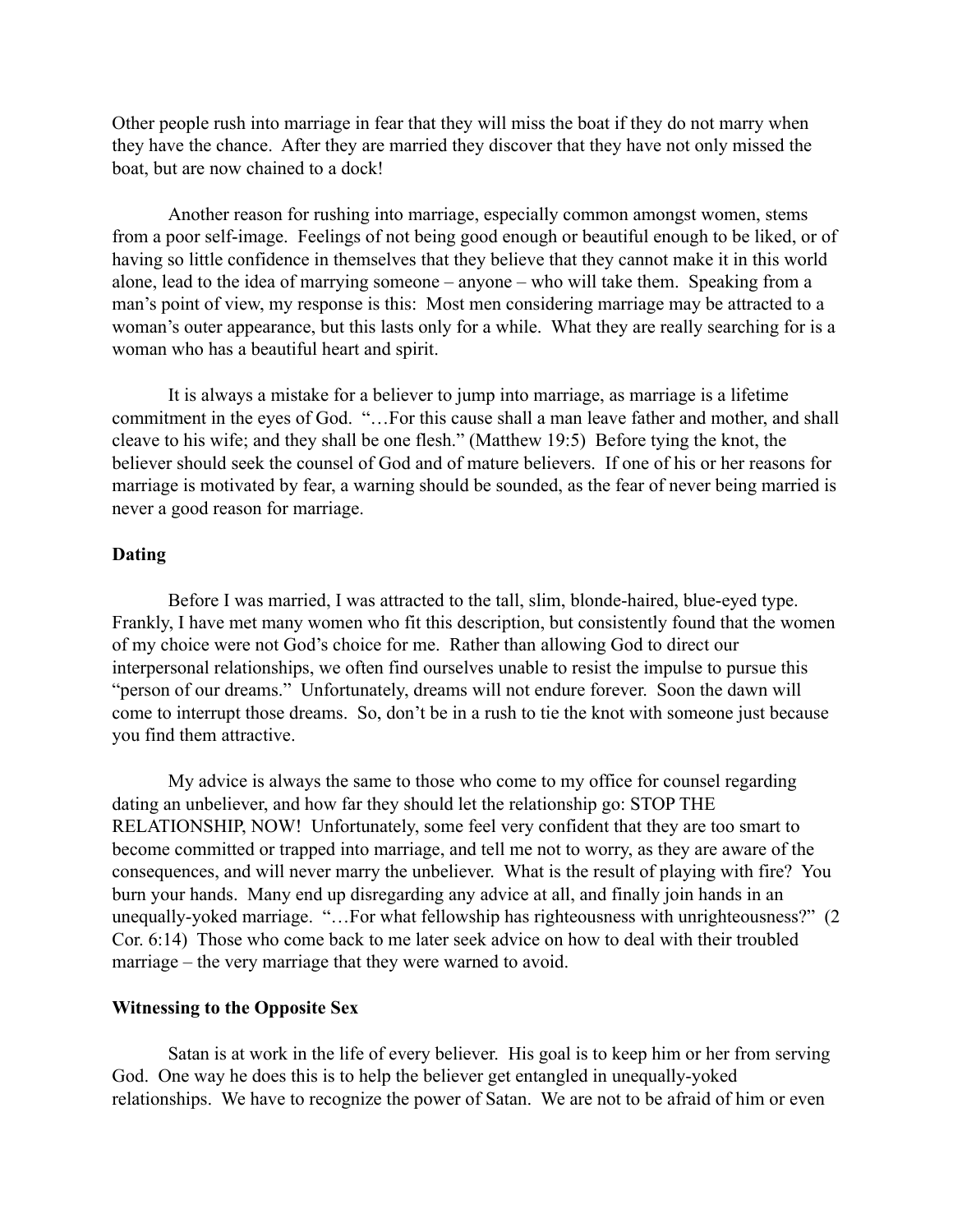Other people rush into marriage in fear that they will miss the boat if they do not marry when they have the chance. After they are married they discover that they have not only missed the boat, but are now chained to a dock!

Another reason for rushing into marriage, especially common amongst women, stems from a poor self-image. Feelings of not being good enough or beautiful enough to be liked, or of having so little confidence in themselves that they believe that they cannot make it in this world alone, lead to the idea of marrying someone – anyone – who will take them. Speaking from a man's point of view, my response is this: Most men considering marriage may be attracted to a woman's outer appearance, but this lasts only for a while. What they are really searching for is a woman who has a beautiful heart and spirit.

It is always a mistake for a believer to jump into marriage, as marriage is a lifetime commitment in the eyes of God. "…For this cause shall a man leave father and mother, and shall cleave to his wife; and they shall be one flesh." (Matthew 19:5) Before tying the knot, the believer should seek the counsel of God and of mature believers. If one of his or her reasons for marriage is motivated by fear, a warning should be sounded, as the fear of never being married is never a good reason for marriage.

**Dating**

Before I was married, I was attracted to the tall, slim, blonde-haired, blue-eyed type. Frankly, I have met many women who fit this description, but consistently found that the women of my choice were not God's choice for me. Rather than allowing God to direct our interpersonal relationships, we often find ourselves unable to resist the impulse to pursue this "person of our dreams." Unfortunately, dreams will not endure forever. Soon the dawn will come to interrupt those dreams. So, don't be in a rush to tie the knot with someone just because you find them attractive.

My advice is always the same to those who come to my office for counsel regarding dating an unbeliever, and how far they should let the relationship go: STOP THE RELATIONSHIP, NOW! Unfortunately, some feel very confident that they are too smart to become committed or trapped into marriage, and tell me not to worry, as they are aware of the consequences, and will never marry the unbeliever. What is the result of playing with fire? You burn your hands. Many end up disregarding any advice at all, and finally join hands in an unequally-yoked marriage. "…For what fellowship has righteousness with unrighteousness?" (2 Cor. 6:14) Those who come back to me later seek advice on how to deal with their troubled marriage – the very marriage that they were warned to avoid.

**Witnessing to the Opposite Sex**

Satan is at work in the life of every believer. His goal is to keep him or her from serving God. One way he does this is to help the believer get entangled in unequally-yoked relationships. We have to recognize the power of Satan. We are not to be afraid of him or even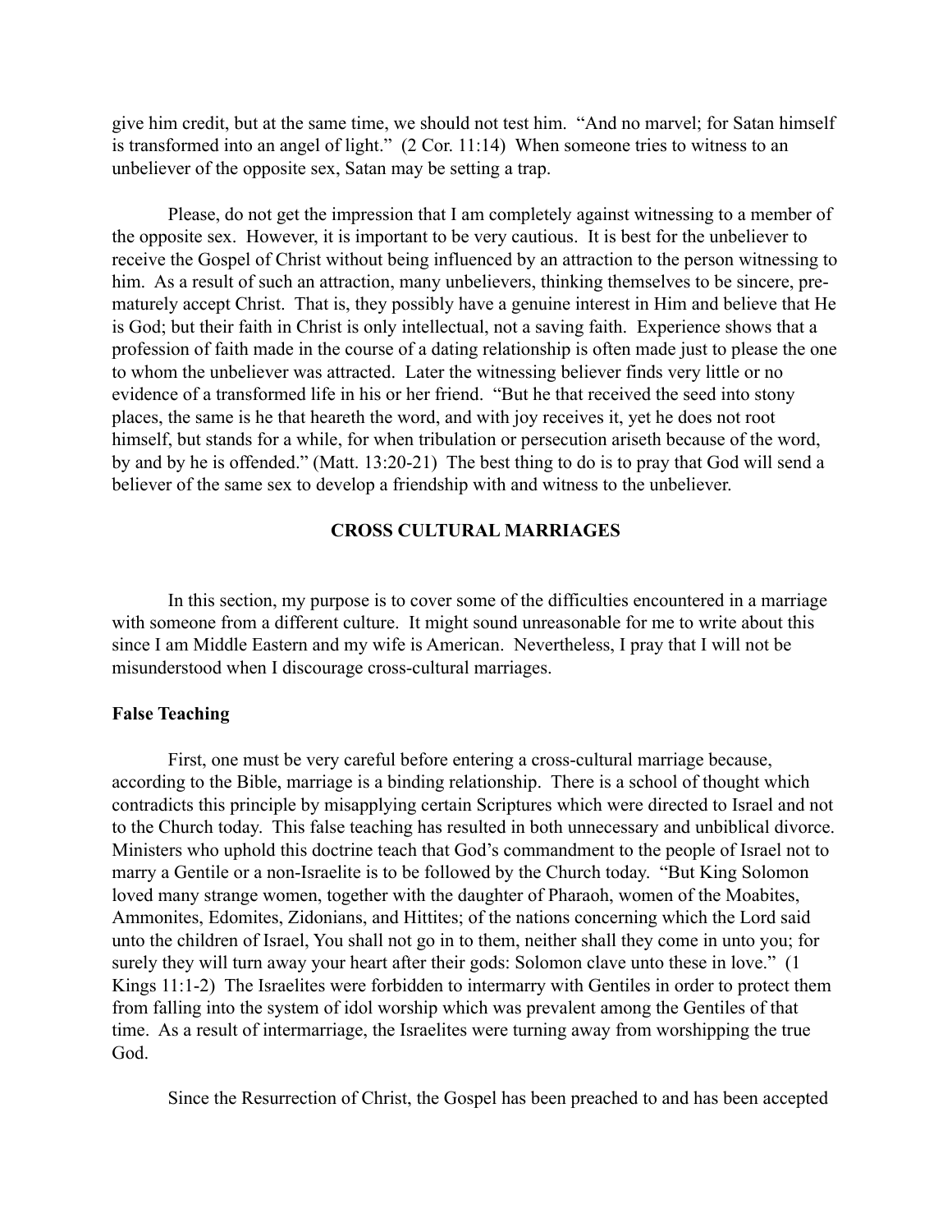give him credit, but at the same time, we should not test him. "And no marvel; for Satan himself is transformed into an angel of light." (2 Cor. 11:14) When someone tries to witness to an unbeliever of the opposite sex, Satan may be setting a trap.

Please, do not get the impression that I am completely against witnessing to a member of the opposite sex. However, it is important to be very cautious. It is best for the unbeliever to receive the Gospel of Christ without being influenced by an attraction to the person witnessing to him. As a result of such an attraction, many unbelievers, thinking themselves to be sincere, prematurely accept Christ. That is, they possibly have a genuine interest in Him and believe that He is God; but their faith in Christ is only intellectual, not a saving faith. Experience shows that a profession of faith made in the course of a dating relationship is often made just to please the one to whom the unbeliever was attracted. Later the witnessing believer finds very little or no evidence of a transformed life in his or her friend. "But he that received the seed into stony places, the same is he that heareth the word, and with joy receives it, yet he does not root himself, but stands for a while, for when tribulation or persecution ariseth because of the word, by and by he is offended." (Matt. 13:20-21) The best thing to do is to pray that God will send a believer of the same sex to develop a friendship with and witness to the unbeliever.

## CROSS CULTURAL MARRIAGES

In this section, my purpose is to cover some of the difficulties encountered in a marriage with someone from a different culture. It might sound unreasonable for me to write about this since I am Middle Eastern and my wife is American. Nevertheless, I pray that I will not be misunderstood when I discourage cross-cultural marriages.

### False Teaching

First, one must be very careful before entering a cross-cultural marriage because, according to the Bible, marriage is a binding relationship. There is a school of thought which contradicts this principle by misapplying certain Scriptures which were directed to Israel and not to the Church today. This false teaching has resulted in both unnecessary and unbiblical divorce. Ministers who uphold this doctrine teach that God's commandment to the people of Israel not to marry a Gentile or a non-Israelite is to be followed by the Church today. "But King Solomon loved many strange women, together with the daughter of Pharaoh, women of the Moabites, Ammonites, Edomites, Zidonians, and Hittites; of the nations concerning which the Lord said unto the children of Israel, You shall not go in to them, neither shall they come in unto you; for surely they will turn away your heart after their gods: Solomon clave unto these in love." (1 Kings 11:1-2) The Israelites were forbidden to intermarry with Gentiles in order to protect them from falling into the system of idol worship which was prevalent among the Gentiles of that time. As a result of intermarriage, the Israelites were turning away from worshipping the true God.

Since the Resurrection of Christ, the Gospel has been preached to and has been accepted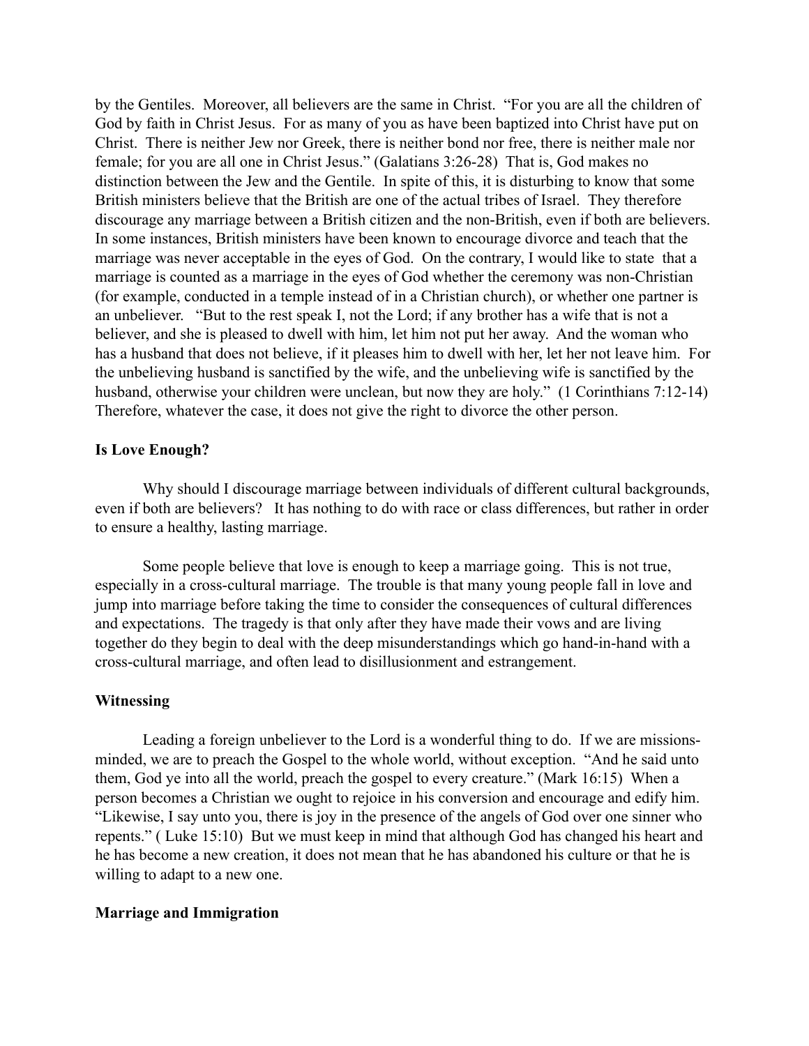by the Gentiles. Moreover, all believers are the same in Christ. "For you are all the children of God by faith in Christ Jesus. For as many of you as have been baptized into Christ have put on Christ. There is neither Jew nor Greek, there is neither bond nor free, there is neither male nor female; for you are all one in Christ Jesus." (Galatians 3:26-28) That is, God makes no distinction between the Jew and the Gentile. In spite of this, it is disturbing to know that some British ministers believe that the British are one of the actual tribes of Israel. They therefore discourage any marriage between a British citizen and the non-British, even if both are believers. In some instances, British ministers have been known to encourage divorce and teach that the marriage was never acceptable in the eyes of God. On the contrary, I would like to state that a marriage is counted as a marriage in the eyes of God whether the ceremony was non-Christian (for example, conducted in a temple instead of in a Christian church), or whether one partner is an unbeliever. "But to the rest speak I, not the Lord; if any brother has a wife that is not a believer, and she is pleased to dwell with him, let him not put her away. And the woman who has a husband that does not believe, if it pleases him to dwell with her, let her not leave him. For the unbelieving husband is sanctified by the wife, and the unbelieving wife is sanctified by the husband, otherwise your children were unclean, but now they are holy." (1 Corinthians 7:12-14) Therefore, whatever the case, it does not give the right to divorce the other person.

**Is Love Enough?**

Why should I discourage marriage between individuals of different cultural backgrounds, even if both are believers? It has nothing to do with race or class differences, but rather in order to ensure a healthy, lasting marriage.

Some people believe that love is enough to keep a marriage going. This is not true, especially in a cross-cultural marriage. The trouble is that many young people fall in love and jump into marriage before taking the time to consider the consequences of cultural differences and expectations. The tragedy is that only after they have made their vows and are living together do they begin to deal with the deep misunderstandings which go hand-in-hand with a cross-cultural marriage, and often lead to disillusionment and estrangement.

**Witnessing**

Leading a foreign unbeliever to the Lord is a wonderful thing to do. If we are missions-minded, we are to preach the Gospel to the whole world, without exception. "And he said unto them, God ye into all the world, preach the gospel to every creature." (Mark 16:15) When a person becomes a Christian we ought to rejoice in his conversion and encourage and edify him. "Likewise, I say unto you, there is joy in the presence of the angels of God over one sinner who repents." ( Luke 15:10) But we must keep in mind that although God has changed his heart and he has become a new creation, it does not mean that he has abandoned his culture or that he is willing to adapt to a new one.

**Marriage and Immigration**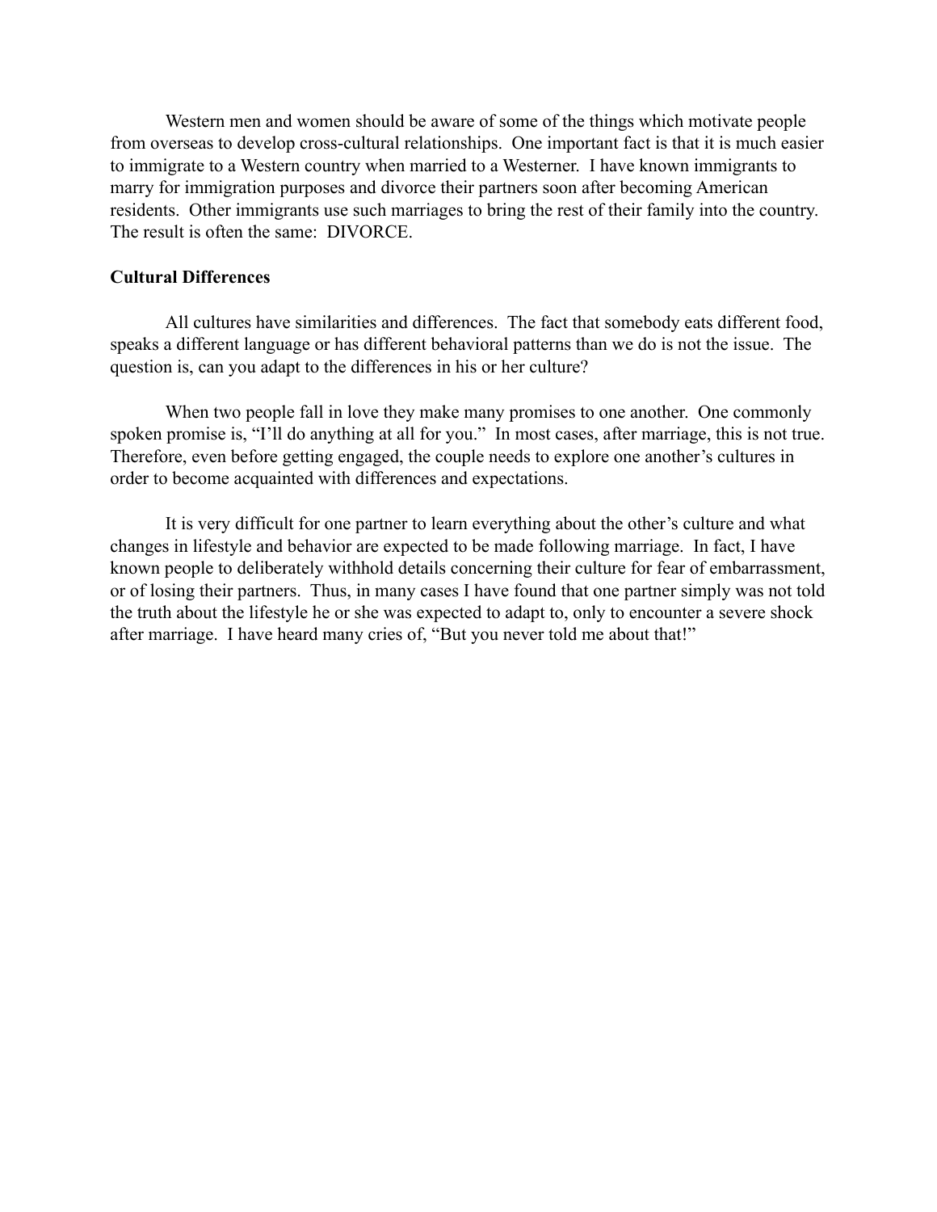Western men and women should be aware of some of the things which motivate people from overseas to develop cross-cultural relationships.  One important fact is that it is much easier to immigrate to a Western country when married to a Westerner.  I have known immigrants to marry for immigration purposes and divorce their partners soon after becoming American residents.  Other immigrants use such marriages to bring the rest of their family into the country.  The result is often the same:  DIVORCE.

**Cultural Differences**

All cultures have similarities and differences.  The fact that somebody eats different food, speaks a different language or has different behavioral patterns than we do is not the issue.  The question is, can you adapt to the differences in his or her culture?

When two people fall in love they make many promises to one another.  One commonly spoken promise is, "I'll do anything at all for you."  In most cases, after marriage, this is not true.  Therefore, even before getting engaged, the couple needs to explore one another's cultures in order to become acquainted with differences and expectations.

It is very difficult for one partner to learn everything about the other's culture and what changes in lifestyle and behavior are expected to be made following marriage.  In fact, I have known people to deliberately withhold details concerning their culture for fear of embarrassment, or of losing their partners.  Thus, in many cases I have found that one partner simply was not told the truth about the lifestyle he or she was expected to adapt to, only to encounter a severe shock after marriage.  I have heard many cries of, "But you never told me about that!"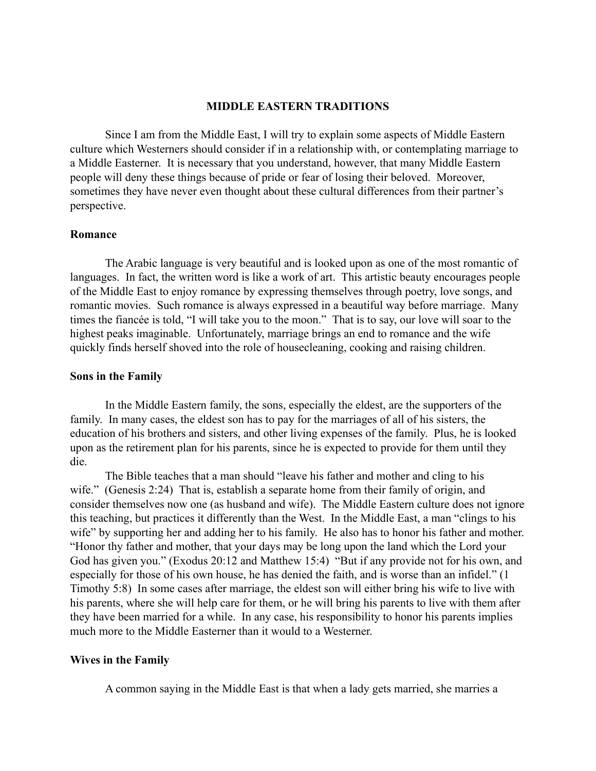# MIDDLE EASTERN TRADITIONS

Since I am from the Middle East, I will try to explain some aspects of Middle Eastern culture which Westerners should consider if in a relationship with, or contemplating marriage to a Middle Easterner. It is necessary that you understand, however, that many Middle Eastern people will deny these things because of pride or fear of losing their beloved. Moreover, sometimes they have never even thought about these cultural differences from their partner's perspective.

## Romance

The Arabic language is very beautiful and is looked upon as one of the most romantic of languages. In fact, the written word is like a work of art. This artistic beauty encourages people of the Middle East to enjoy romance by expressing themselves through poetry, love songs, and romantic movies. Such romance is always expressed in a beautiful way before marriage. Many times the fiancée is told, "I will take you to the moon." That is to say, our love will soar to the highest peaks imaginable. Unfortunately, marriage brings an end to romance and the wife quickly finds herself shoved into the role of housecleaning, cooking and raising children.

## Sons in the Family

In the Middle Eastern family, the sons, especially the eldest, are the supporters of the family. In many cases, the eldest son has to pay for the marriages of all of his sisters, the education of his brothers and sisters, and other living expenses of the family. Plus, he is looked upon as the retirement plan for his parents, since he is expected to provide for them until they die.

The Bible teaches that a man should "leave his father and mother and cling to his wife." (Genesis 2:24) That is, establish a separate home from their family of origin, and consider themselves now one (as husband and wife). The Middle Eastern culture does not ignore this teaching, but practices it differently than the West. In the Middle East, a man "clings to his wife" by supporting her and adding her to his family. He also has to honor his father and mother. "Honor thy father and mother, that your days may be long upon the land which the Lord your God has given you." (Exodus 20:12 and Matthew 15:4) "But if any provide not for his own, and especially for those of his own house, he has denied the faith, and is worse than an infidel." (1 Timothy 5:8) In some cases after marriage, the eldest son will either bring his wife to live with his parents, where she will help care for them, or he will bring his parents to live with them after they have been married for a while. In any case, his responsibility to honor his parents implies much more to the Middle Easterner than it would to a Westerner.

## Wives in the Family

A common saying in the Middle East is that when a lady gets married, she marries a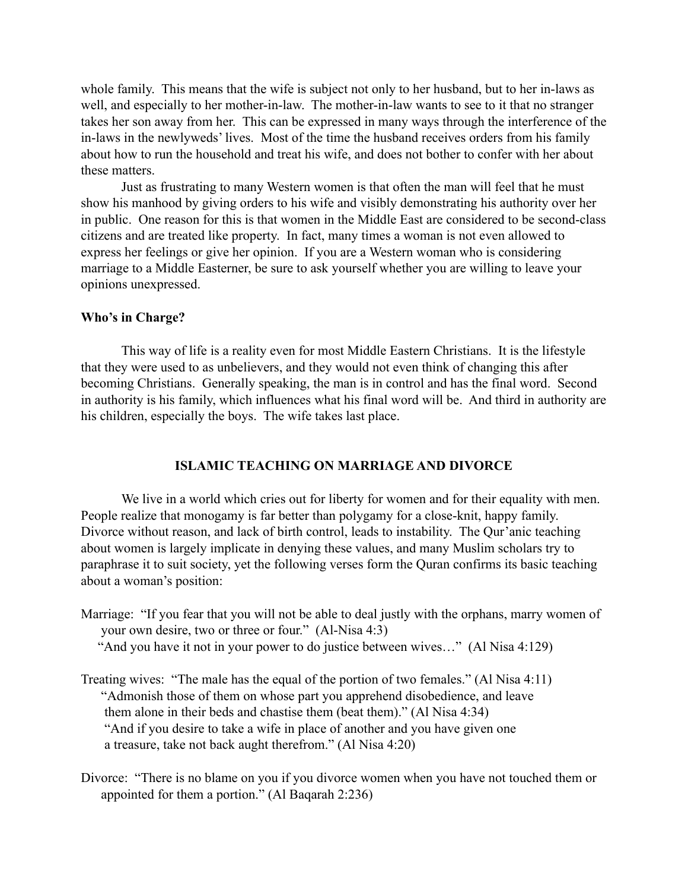whole family. This means that the wife is subject not only to her husband, but to her in-laws as well, and especially to her mother-in-law. The mother-in-law wants to see to it that no stranger takes her son away from her. This can be expressed in many ways through the interference of the in-laws in the newlyweds' lives. Most of the time the husband receives orders from his family about how to run the household and treat his wife, and does not bother to confer with her about these matters.

Just as frustrating to many Western women is that often the man will feel that he must show his manhood by giving orders to his wife and visibly demonstrating his authority over her in public. One reason for this is that women in the Middle East are considered to be second-class citizens and are treated like property. In fact, many times a woman is not even allowed to express her feelings or give her opinion. If you are a Western woman who is considering marriage to a Middle Easterner, be sure to ask yourself whether you are willing to leave your opinions unexpressed.

**Who's in Charge?**

This way of life is a reality even for most Middle Eastern Christians. It is the lifestyle that they were used to as unbelievers, and they would not even think of changing this after becoming Christians. Generally speaking, the man is in control and has the final word. Second in authority is his family, which influences what his final word will be. And third in authority are his children, especially the boys. The wife takes last place.

## ISLAMIC TEACHING ON MARRIAGE AND DIVORCE

We live in a world which cries out for liberty for women and for their equality with men. People realize that monogamy is far better than polygamy for a close-knit, happy family. Divorce without reason, and lack of birth control, leads to instability. The Qur'anic teaching about women is largely implicate in denying these values, and many Muslim scholars try to paraphrase it to suit society, yet the following verses form the Quran confirms its basic teaching about a woman's position:

Marriage: "If you fear that you will not be able to deal justly with the orphans, marry women of your own desire, two or three or four." (Al-Nisa 4:3)
"And you have it not in your power to do justice between wives…" (Al Nisa 4:129)

Treating wives: "The male has the equal of the portion of two females." (Al Nisa 4:11)
"Admonish those of them on whose part you apprehend disobedience, and leave them alone in their beds and chastise them (beat them)." (Al Nisa 4:34)
"And if you desire to take a wife in place of another and you have given one a treasure, take not back aught therefrom." (Al Nisa 4:20)

Divorce: "There is no blame on you if you divorce women when you have not touched them or appointed for them a portion." (Al Baqarah 2:236)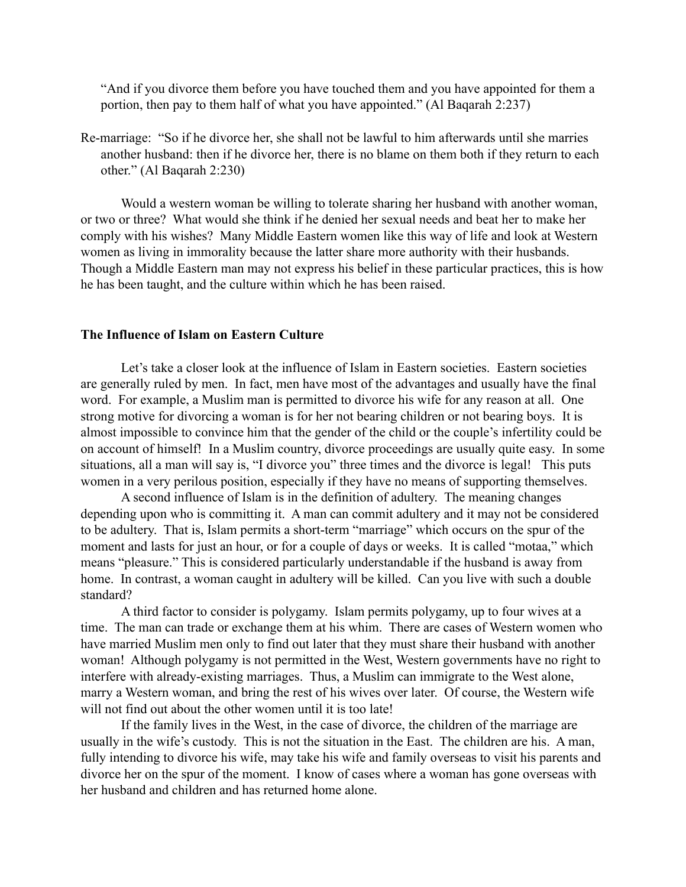"And if you divorce them before you have touched them and you have appointed for them a portion, then pay to them half of what you have appointed." (Al Baqarah 2:237)

Re-marriage: "So if he divorce her, she shall not be lawful to him afterwards until she marries another husband: then if he divorce her, there is no blame on them both if they return to each other." (Al Baqarah 2:230)

Would a western woman be willing to tolerate sharing her husband with another woman, or two or three? What would she think if he denied her sexual needs and beat her to make her comply with his wishes? Many Middle Eastern women like this way of life and look at Western women as living in immorality because the latter share more authority with their husbands. Though a Middle Eastern man may not express his belief in these particular practices, this is how he has been taught, and the culture within which he has been raised.

**The Influence of Islam on Eastern Culture**

Let's take a closer look at the influence of Islam in Eastern societies. Eastern societies are generally ruled by men. In fact, men have most of the advantages and usually have the final word. For example, a Muslim man is permitted to divorce his wife for any reason at all. One strong motive for divorcing a woman is for her not bearing children or not bearing boys. It is almost impossible to convince him that the gender of the child or the couple's infertility could be on account of himself! In a Muslim country, divorce proceedings are usually quite easy. In some situations, all a man will say is, "I divorce you" three times and the divorce is legal! This puts women in a very perilous position, especially if they have no means of supporting themselves.

A second influence of Islam is in the definition of adultery. The meaning changes depending upon who is committing it. A man can commit adultery and it may not be considered to be adultery. That is, Islam permits a short-term "marriage" which occurs on the spur of the moment and lasts for just an hour, or for a couple of days or weeks. It is called "motaa," which means "pleasure." This is considered particularly understandable if the husband is away from home. In contrast, a woman caught in adultery will be killed. Can you live with such a double standard?

A third factor to consider is polygamy. Islam permits polygamy, up to four wives at a time. The man can trade or exchange them at his whim. There are cases of Western women who have married Muslim men only to find out later that they must share their husband with another woman! Although polygamy is not permitted in the West, Western governments have no right to interfere with already-existing marriages. Thus, a Muslim can immigrate to the West alone, marry a Western woman, and bring the rest of his wives over later. Of course, the Western wife will not find out about the other women until it is too late!

If the family lives in the West, in the case of divorce, the children of the marriage are usually in the wife's custody. This is not the situation in the East. The children are his. A man, fully intending to divorce his wife, may take his wife and family overseas to visit his parents and divorce her on the spur of the moment. I know of cases where a woman has gone overseas with her husband and children and has returned home alone.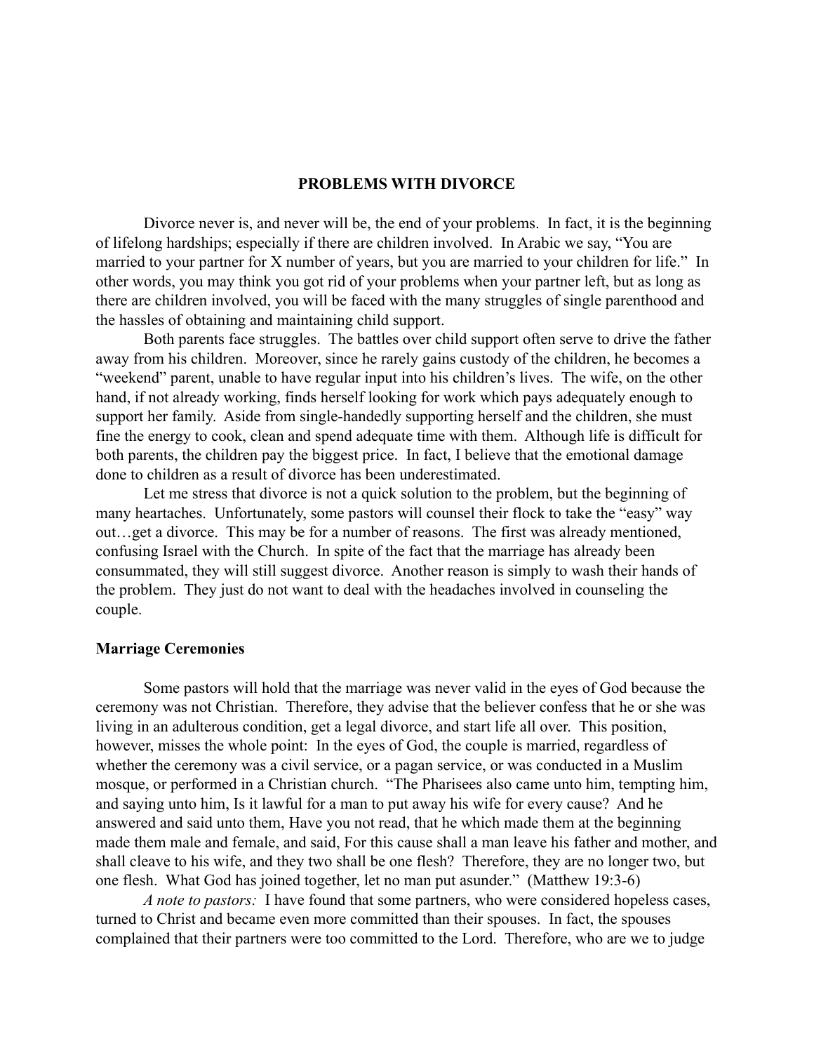## PROBLEMS WITH DIVORCE

Divorce never is, and never will be, the end of your problems. In fact, it is the beginning of lifelong hardships; especially if there are children involved. In Arabic we say, "You are married to your partner for X number of years, but you are married to your children for life." In other words, you may think you got rid of your problems when your partner left, but as long as there are children involved, you will be faced with the many struggles of single parenthood and the hassles of obtaining and maintaining child support.

Both parents face struggles. The battles over child support often serve to drive the father away from his children. Moreover, since he rarely gains custody of the children, he becomes a "weekend" parent, unable to have regular input into his children's lives. The wife, on the other hand, if not already working, finds herself looking for work which pays adequately enough to support her family. Aside from single-handedly supporting herself and the children, she must fine the energy to cook, clean and spend adequate time with them. Although life is difficult for both parents, the children pay the biggest price. In fact, I believe that the emotional damage done to children as a result of divorce has been underestimated.

Let me stress that divorce is not a quick solution to the problem, but the beginning of many heartaches. Unfortunately, some pastors will counsel their flock to take the "easy" way out…get a divorce. This may be for a number of reasons. The first was already mentioned, confusing Israel with the Church. In spite of the fact that the marriage has already been consummated, they will still suggest divorce. Another reason is simply to wash their hands of the problem. They just do not want to deal with the headaches involved in counseling the couple.

### Marriage Ceremonies

Some pastors will hold that the marriage was never valid in the eyes of God because the ceremony was not Christian. Therefore, they advise that the believer confess that he or she was living in an adulterous condition, get a legal divorce, and start life all over. This position, however, misses the whole point: In the eyes of God, the couple is married, regardless of whether the ceremony was a civil service, or a pagan service, or was conducted in a Muslim mosque, or performed in a Christian church. "The Pharisees also came unto him, tempting him, and saying unto him, Is it lawful for a man to put away his wife for every cause? And he answered and said unto them, Have you not read, that he which made them at the beginning made them male and female, and said, For this cause shall a man leave his father and mother, and shall cleave to his wife, and they two shall be one flesh? Therefore, they are no longer two, but one flesh. What God has joined together, let no man put asunder." (Matthew 19:3-6)

*A note to pastors:* I have found that some partners, who were considered hopeless cases, turned to Christ and became even more committed than their spouses. In fact, the spouses complained that their partners were too committed to the Lord. Therefore, who are we to judge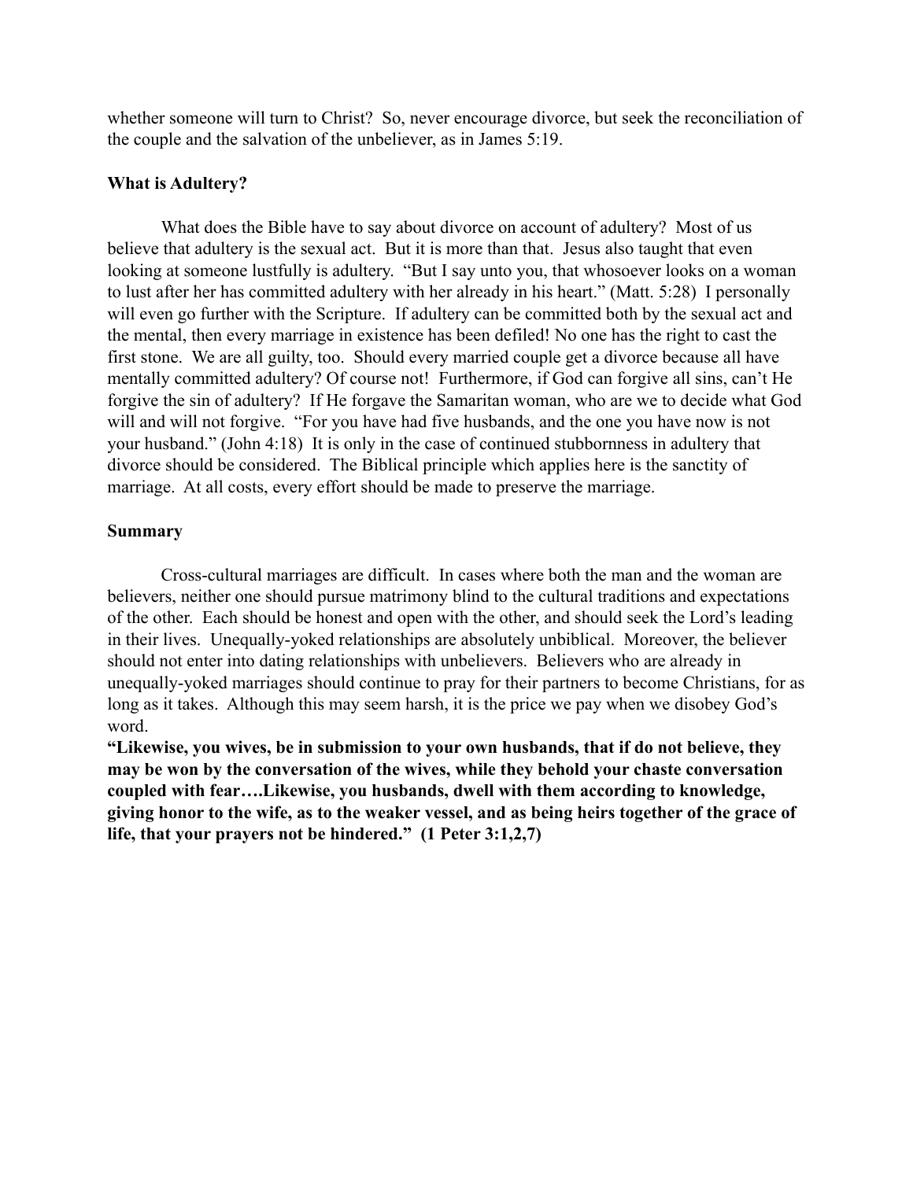whether someone will turn to Christ? So, never encourage divorce, but seek the reconciliation of the couple and the salvation of the unbeliever, as in James 5:19.

### What is Adultery?

What does the Bible have to say about divorce on account of adultery? Most of us believe that adultery is the sexual act. But it is more than that. Jesus also taught that even looking at someone lustfully is adultery. "But I say unto you, that whosoever looks on a woman to lust after her has committed adultery with her already in his heart." (Matt. 5:28) I personally will even go further with the Scripture. If adultery can be committed both by the sexual act and the mental, then every marriage in existence has been defiled! No one has the right to cast the first stone. We are all guilty, too. Should every married couple get a divorce because all have mentally committed adultery? Of course not! Furthermore, if God can forgive all sins, can't He forgive the sin of adultery? If He forgave the Samaritan woman, who are we to decide what God will and will not forgive. "For you have had five husbands, and the one you have now is not your husband." (John 4:18) It is only in the case of continued stubbornness in adultery that divorce should be considered. The Biblical principle which applies here is the sanctity of marriage. At all costs, every effort should be made to preserve the marriage.

### Summary

Cross-cultural marriages are difficult. In cases where both the man and the woman are believers, neither one should pursue matrimony blind to the cultural traditions and expectations of the other. Each should be honest and open with the other, and should seek the Lord's leading in their lives. Unequally-yoked relationships are absolutely unbiblical. Moreover, the believer should not enter into dating relationships with unbelievers. Believers who are already in unequally-yoked marriages should continue to pray for their partners to become Christians, for as long as it takes. Although this may seem harsh, it is the price we pay when we disobey God's word.

**"Likewise, you wives, be in submission to your own husbands, that if do not believe, they may be won by the conversation of the wives, while they behold your chaste conversation coupled with fear….Likewise, you husbands, dwell with them according to knowledge, giving honor to the wife, as to the weaker vessel, and as being heirs together of the grace of life, that your prayers not be hindered." (1 Peter 3:1,2,7)**